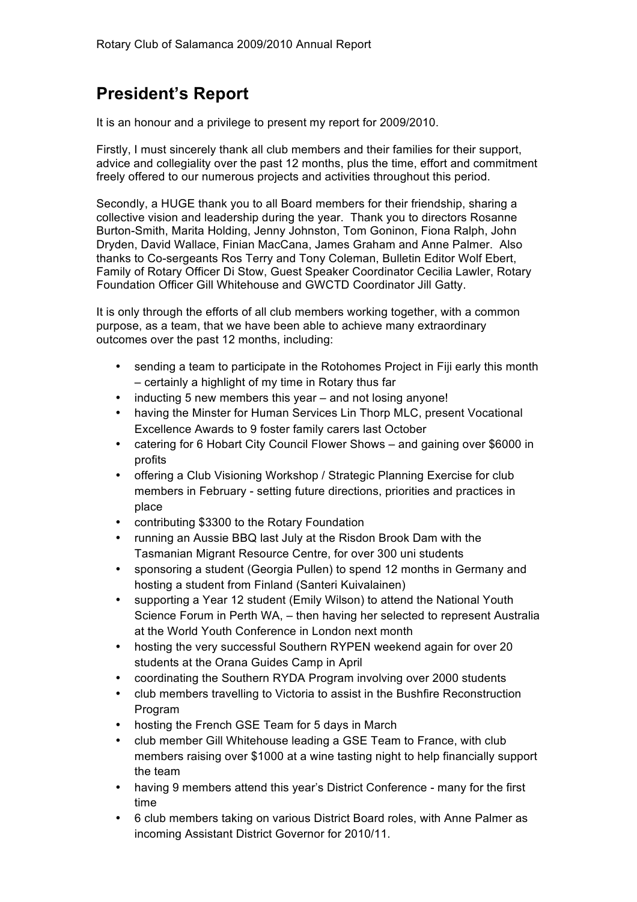## President's Report

It is an honour and a privilege to present my report for 2009/2010.

Firstly, I must sincerely thank all club members and their families for their support, advice and collegiality over the past 12 months, plus the time, effort and commitment freely offered to our numerous projects and activities throughout this period.

Secondly, a HUGE thank you to all Board members for their friendship, sharing a collective vision and leadership during the year. Thank you to directors Rosanne Burton-Smith, Marita Holding, Jenny Johnston, Tom Goninon, Fiona Ralph, John Dryden, David Wallace, Finian MacCana, James Graham and Anne Palmer. Also thanks to Co-sergeants Ros Terry and Tony Coleman, Bulletin Editor Wolf Ebert, Family of Rotary Officer Di Stow, Guest Speaker Coordinator Cecilia Lawler, Rotary Foundation Officer Gill Whitehouse and GWCTD Coordinator Jill Gatty.

It is only through the efforts of all club members working together, with a common purpose, as a team, that we have been able to achieve many extraordinary outcomes over the past 12 months, including:

- sending a team to participate in the Rotohomes Project in Fiji early this month – certainly a highlight of my time in Rotary thus far
- inducting 5 new members this year – and not losing anyone!
- having the Minster for Human Services Lin Thorp MLC, present Vocational Excellence Awards to 9 foster family carers last October
- catering for 6 Hobart City Council Flower Shows – and gaining over $6000 in profits
- offering a Club Visioning Workshop / Strategic Planning Exercise for club members in February - setting future directions, priorities and practices in place
- contributing $3300 to the Rotary Foundation
- running an Aussie BBQ last July at the Risdon Brook Dam with the Tasmanian Migrant Resource Centre, for over 300 uni students
- sponsoring a student (Georgia Pullen) to spend 12 months in Germany and hosting a student from Finland (Santeri Kuivalainen)
- supporting a Year 12 student (Emily Wilson) to attend the National Youth Science Forum in Perth WA, – then having her selected to represent Australia at the World Youth Conference in London next month
- hosting the very successful Southern RYPEN weekend again for over 20 students at the Orana Guides Camp in April
- coordinating the Southern RYDA Program involving over 2000 students
- club members travelling to Victoria to assist in the Bushfire Reconstruction Program
- hosting the French GSE Team for 5 days in March
- club member Gill Whitehouse leading a GSE Team to France, with club members raising over $1000 at a wine tasting night to help financially support the team
- having 9 members attend this year's District Conference - many for the first time
- 6 club members taking on various District Board roles, with Anne Palmer as incoming Assistant District Governor for 2010/11.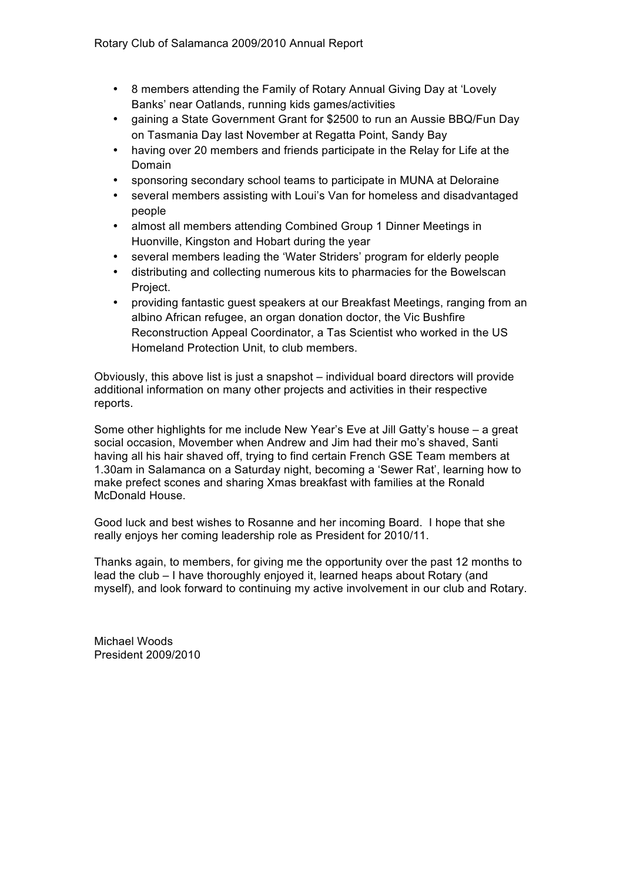- 8 members attending the Family of Rotary Annual Giving Day at 'Lovely Banks' near Oatlands, running kids games/activities
- gaining a State Government Grant for $2500 to run an Aussie BBQ/Fun Day on Tasmania Day last November at Regatta Point, Sandy Bay
- having over 20 members and friends participate in the Relay for Life at the Domain
- sponsoring secondary school teams to participate in MUNA at Deloraine
- several members assisting with Loui's Van for homeless and disadvantaged people
- almost all members attending Combined Group 1 Dinner Meetings in Huonville, Kingston and Hobart during the year
- several members leading the 'Water Striders' program for elderly people
- distributing and collecting numerous kits to pharmacies for the Bowelscan Project.
- providing fantastic guest speakers at our Breakfast Meetings, ranging from an albino African refugee, an organ donation doctor, the Vic Bushfire Reconstruction Appeal Coordinator, a Tas Scientist who worked in the US Homeland Protection Unit, to club members.

Obviously, this above list is just a snapshot – individual board directors will provide additional information on many other projects and activities in their respective reports.

Some other highlights for me include New Year's Eve at Jill Gatty's house – a great social occasion, Movember when Andrew and Jim had their mo's shaved, Santi having all his hair shaved off, trying to find certain French GSE Team members at 1.30am in Salamanca on a Saturday night, becoming a 'Sewer Rat', learning how to make prefect scones and sharing Xmas breakfast with families at the Ronald McDonald House.

Good luck and best wishes to Rosanne and her incoming Board. I hope that she really enjoys her coming leadership role as President for 2010/11.

Thanks again, to members, for giving me the opportunity over the past 12 months to lead the club – I have thoroughly enjoyed it, learned heaps about Rotary (and myself), and look forward to continuing my active involvement in our club and Rotary.

Michael Woods
President 2009/2010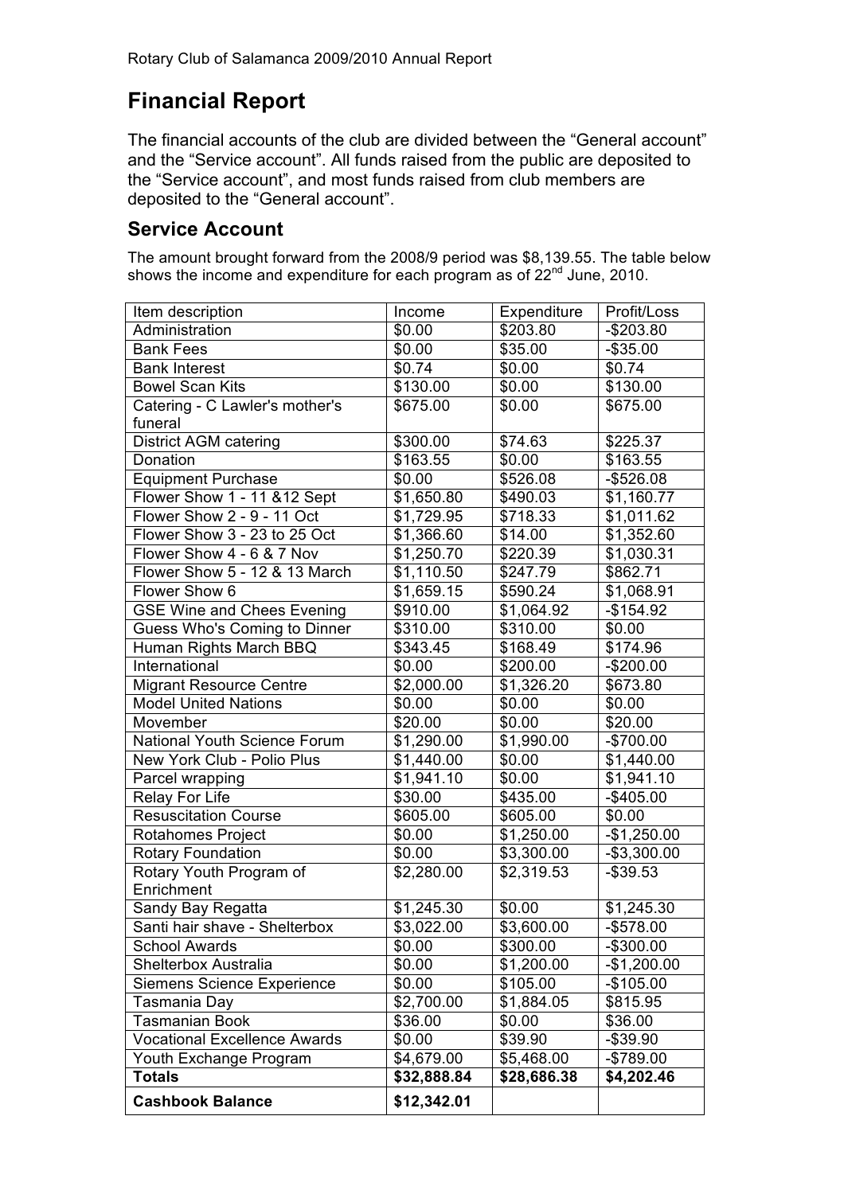# Financial Report

The financial accounts of the club are divided between the "General account" and the "Service account". All funds raised from the public are deposited to the "Service account", and most funds raised from club members are deposited to the "General account".

## Service Account

The amount brought forward from the 2008/9 period was $8,139.55. The table below shows the income and expenditure for each program as of 22nd June, 2010.

| Item description | Income | Expenditure | Profit/Loss |
|---|---|---|---|
| Administration | $0.00 | $203.80 | -$203.80 |
| Bank Fees | $0.00 | $35.00 | -$35.00 |
| Bank Interest | $0.74 | $0.00 | $0.74 |
| Bowel Scan Kits | $130.00 | $0.00 | $130.00 |
| Catering - C Lawler's mother's funeral | $675.00 | $0.00 | $675.00 |
| District AGM catering | $300.00 | $74.63 | $225.37 |
| Donation | $163.55 | $0.00 | $163.55 |
| Equipment Purchase | $0.00 | $526.08 | -$526.08 |
| Flower Show 1 - 11 &12 Sept | $1,650.80 | $490.03 | $1,160.77 |
| Flower Show 2 - 9 - 11 Oct | $1,729.95 | $718.33 | $1,011.62 |
| Flower Show 3 - 23 to 25 Oct | $1,366.60 | $14.00 | $1,352.60 |
| Flower Show 4 - 6 & 7 Nov | $1,250.70 | $220.39 | $1,030.31 |
| Flower Show 5 - 12 & 13 March | $1,110.50 | $247.79 | $862.71 |
| Flower Show 6 | $1,659.15 | $590.24 | $1,068.91 |
| GSE Wine and Chees Evening | $910.00 | $1,064.92 | -$154.92 |
| Guess Who's Coming to Dinner | $310.00 | $310.00 | $0.00 |
| Human Rights March BBQ | $343.45 | $168.49 | $174.96 |
| International | $0.00 | $200.00 | -$200.00 |
| Migrant Resource Centre | $2,000.00 | $1,326.20 | $673.80 |
| Model United Nations | $0.00 | $0.00 | $0.00 |
| Movember | $20.00 | $0.00 | $20.00 |
| National Youth Science Forum | $1,290.00 | $1,990.00 | -$700.00 |
| New York Club - Polio Plus | $1,440.00 | $0.00 | $1,440.00 |
| Parcel wrapping | $1,941.10 | $0.00 | $1,941.10 |
| Relay For Life | $30.00 | $435.00 | -$405.00 |
| Resuscitation Course | $605.00 | $605.00 | $0.00 |
| Rotahomes Project | $0.00 | $1,250.00 | -$1,250.00 |
| Rotary Foundation | $0.00 | $3,300.00 | -$3,300.00 |
| Rotary Youth Program of Enrichment | $2,280.00 | $2,319.53 | -$39.53 |
| Sandy Bay Regatta | $1,245.30 | $0.00 | $1,245.30 |
| Santi hair shave - Shelterbox | $3,022.00 | $3,600.00 | -$578.00 |
| School Awards | $0.00 | $300.00 | -$300.00 |
| Shelterbox Australia | $0.00 | $1,200.00 | -$1,200.00 |
| Siemens Science Experience | $0.00 | $105.00 | -$105.00 |
| Tasmania Day | $2,700.00 | $1,884.05 | $815.95 |
| Tasmanian Book | $36.00 | $0.00 | $36.00 |
| Vocational Excellence Awards | $0.00 | $39.90 | -$39.90 |
| Youth Exchange Program | $4,679.00 | $5,468.00 | -$789.00 |
| **Totals** | **$32,888.84** | **$28,686.38** | **$4,202.46** |
| **Cashbook Balance** | **$12,342.01** | | |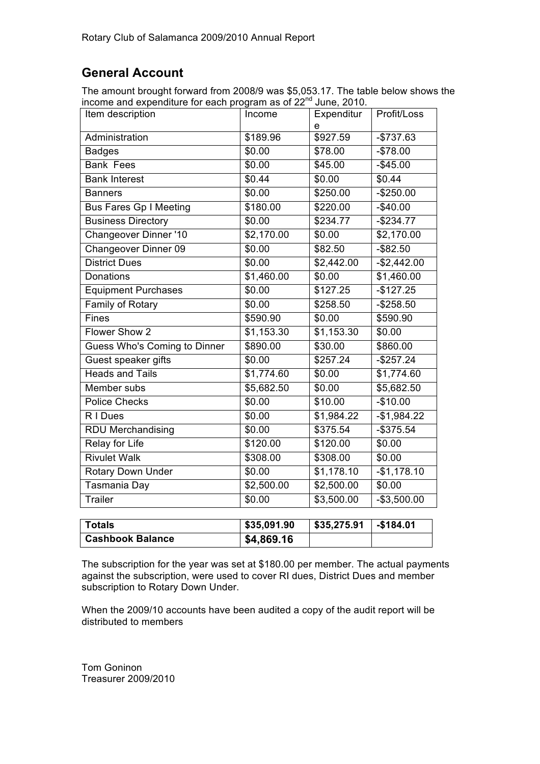## General Account

The amount brought forward from 2008/9 was $5,053.17. The table below shows the income and expenditure for each program as of 22nd June, 2010.

| Item description | Income | Expenditure | Profit/Loss |
|---|---|---|---|
| Administration | $189.96 | $927.59 | -$737.63 |
| Badges | $0.00 | $78.00 | -$78.00 |
| Bank Fees | $0.00 | $45.00 | -$45.00 |
| Bank Interest | $0.44 | $0.00 | $0.44 |
| Banners | $0.00 | $250.00 | -$250.00 |
| Bus Fares Gp I Meeting | $180.00 | $220.00 | -$40.00 |
| Business Directory | $0.00 | $234.77 | -$234.77 |
| Changeover Dinner '10 | $2,170.00 | $0.00 | $2,170.00 |
| Changeover Dinner 09 | $0.00 | $82.50 | -$82.50 |
| District Dues | $0.00 | $2,442.00 | -$2,442.00 |
| Donations | $1,460.00 | $0.00 | $1,460.00 |
| Equipment Purchases | $0.00 | $127.25 | -$127.25 |
| Family of Rotary | $0.00 | $258.50 | -$258.50 |
| Fines | $590.90 | $0.00 | $590.90 |
| Flower Show 2 | $1,153.30 | $1,153.30 | $0.00 |
| Guess Who's Coming to Dinner | $890.00 | $30.00 | $860.00 |
| Guest speaker gifts | $0.00 | $257.24 | -$257.24 |
| Heads and Tails | $1,774.60 | $0.00 | $1,774.60 |
| Member subs | $5,682.50 | $0.00 | $5,682.50 |
| Police Checks | $0.00 | $10.00 | -$10.00 |
| R I Dues | $0.00 | $1,984.22 | -$1,984.22 |
| RDU Merchandising | $0.00 | $375.54 | -$375.54 |
| Relay for Life | $120.00 | $120.00 | $0.00 |
| Rivulet Walk | $308.00 | $308.00 | $0.00 |
| Rotary Down Under | $0.00 | $1,178.10 | -$1,178.10 |
| Tasmania Day | $2,500.00 | $2,500.00 | $0.00 |
| Trailer | $0.00 | $3,500.00 | -$3,500.00 |
| **Totals** | **$35,091.90** | **$35,275.91** | **-$184.01** |
| **Cashbook Balance** | **$4,869.16** | | |

The subscription for the year was set at $180.00 per member. The actual payments against the subscription, were used to cover RI dues, District Dues and member subscription to Rotary Down Under.

When the 2009/10 accounts have been audited a copy of the audit report will be distributed to members

Tom Goninon
Treasurer 2009/2010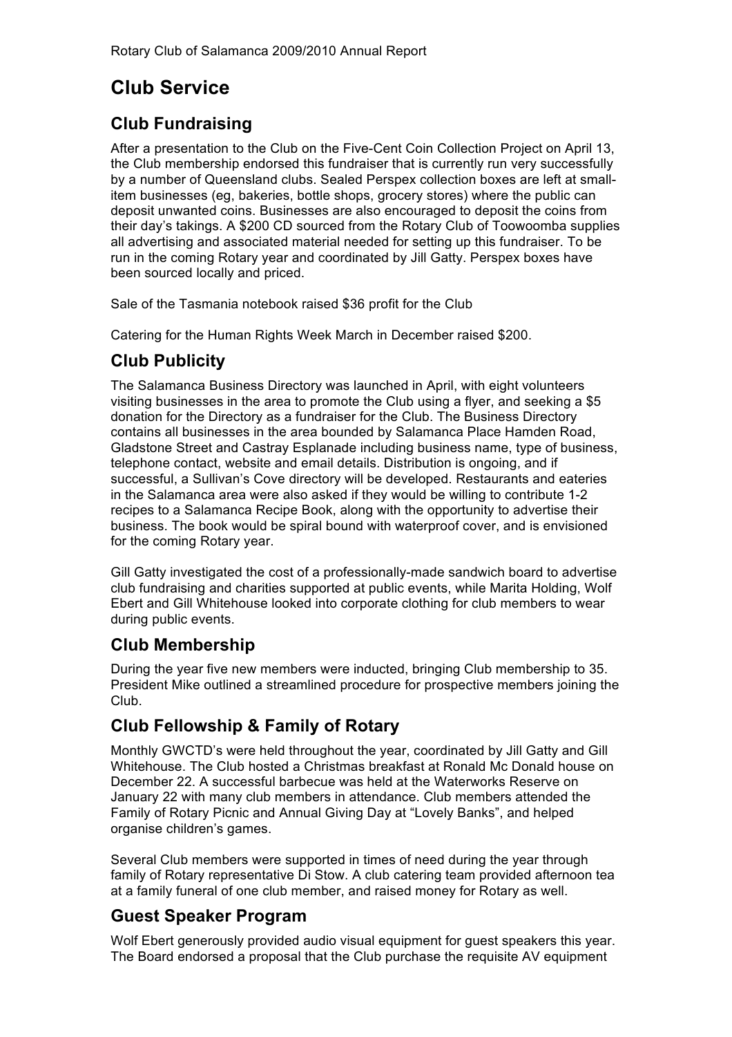# Club Service

## Club Fundraising

After a presentation to the Club on the Five-Cent Coin Collection Project on April 13, the Club membership endorsed this fundraiser that is currently run very successfully by a number of Queensland clubs. Sealed Perspex collection boxes are left at small-item businesses (eg, bakeries, bottle shops, grocery stores) where the public can deposit unwanted coins. Businesses are also encouraged to deposit the coins from their day's takings. A $200 CD sourced from the Rotary Club of Toowoomba supplies all advertising and associated material needed for setting up this fundraiser. To be run in the coming Rotary year and coordinated by Jill Gatty. Perspex boxes have been sourced locally and priced.

Sale of the Tasmania notebook raised $36 profit for the Club

Catering for the Human Rights Week March in December raised $200.

## Club Publicity

The Salamanca Business Directory was launched in April, with eight volunteers visiting businesses in the area to promote the Club using a flyer, and seeking a $5 donation for the Directory as a fundraiser for the Club. The Business Directory contains all businesses in the area bounded by Salamanca Place Hamden Road, Gladstone Street and Castray Esplanade including business name, type of business, telephone contact, website and email details. Distribution is ongoing, and if successful, a Sullivan's Cove directory will be developed. Restaurants and eateries in the Salamanca area were also asked if they would be willing to contribute 1-2 recipes to a Salamanca Recipe Book, along with the opportunity to advertise their business. The book would be spiral bound with waterproof cover, and is envisioned for the coming Rotary year.

Gill Gatty investigated the cost of a professionally-made sandwich board to advertise club fundraising and charities supported at public events, while Marita Holding, Wolf Ebert and Gill Whitehouse looked into corporate clothing for club members to wear during public events.

## Club Membership

During the year five new members were inducted, bringing Club membership to 35. President Mike outlined a streamlined procedure for prospective members joining the Club.

## Club Fellowship & Family of Rotary

Monthly GWCTD's were held throughout the year, coordinated by Jill Gatty and Gill Whitehouse. The Club hosted a Christmas breakfast at Ronald Mc Donald house on December 22. A successful barbecue was held at the Waterworks Reserve on January 22 with many club members in attendance. Club members attended the Family of Rotary Picnic and Annual Giving Day at "Lovely Banks", and helped organise children's games.

Several Club members were supported in times of need during the year through family of Rotary representative Di Stow. A club catering team provided afternoon tea at a family funeral of one club member, and raised money for Rotary as well.

## Guest Speaker Program

Wolf Ebert generously provided audio visual equipment for guest speakers this year. The Board endorsed a proposal that the Club purchase the requisite AV equipment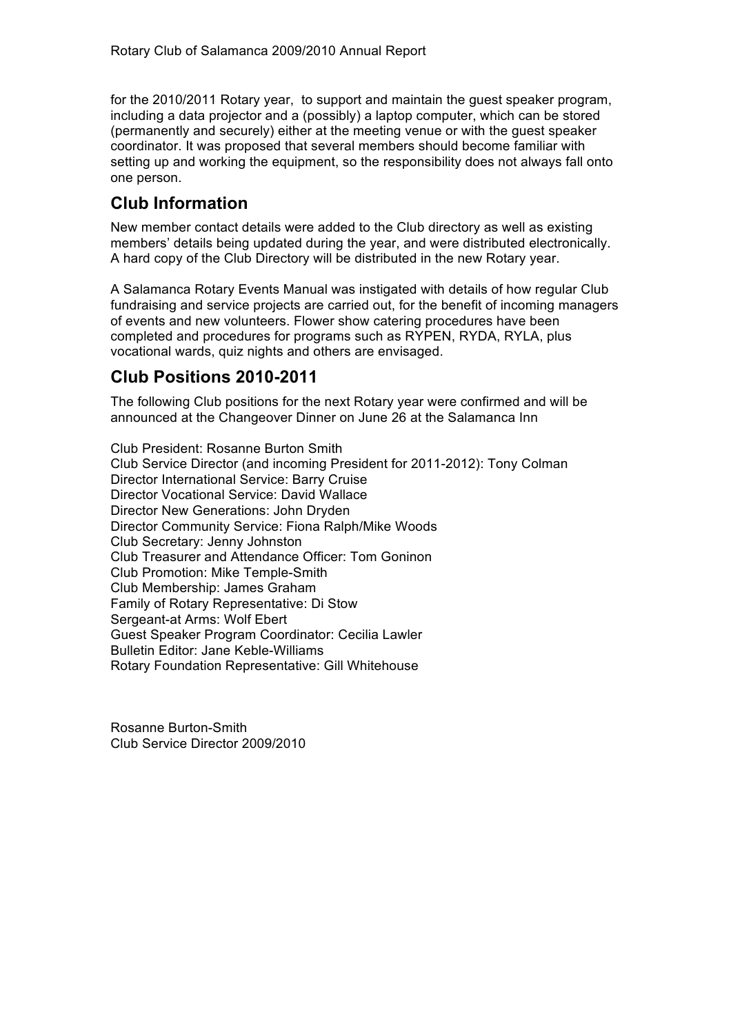for the 2010/2011 Rotary year, to support and maintain the guest speaker program, including a data projector and a (possibly) a laptop computer, which can be stored (permanently and securely) either at the meeting venue or with the guest speaker coordinator. It was proposed that several members should become familiar with setting up and working the equipment, so the responsibility does not always fall onto one person.

## Club Information

New member contact details were added to the Club directory as well as existing members' details being updated during the year, and were distributed electronically. A hard copy of the Club Directory will be distributed in the new Rotary year.

A Salamanca Rotary Events Manual was instigated with details of how regular Club fundraising and service projects are carried out, for the benefit of incoming managers of events and new volunteers. Flower show catering procedures have been completed and procedures for programs such as RYPEN, RYDA, RYLA, plus vocational wards, quiz nights and others are envisaged.

## Club Positions 2010-2011

The following Club positions for the next Rotary year were confirmed and will be announced at the Changeover Dinner on June 26 at the Salamanca Inn

Club President: Rosanne Burton Smith
Club Service Director (and incoming President for 2011-2012): Tony Colman
Director International Service: Barry Cruise
Director Vocational Service: David Wallace
Director New Generations: John Dryden
Director Community Service: Fiona Ralph/Mike Woods
Club Secretary: Jenny Johnston
Club Treasurer and Attendance Officer: Tom Goninon
Club Promotion: Mike Temple-Smith
Club Membership: James Graham
Family of Rotary Representative: Di Stow
Sergeant-at Arms: Wolf Ebert
Guest Speaker Program Coordinator: Cecilia Lawler
Bulletin Editor: Jane Keble-Williams
Rotary Foundation Representative: Gill Whitehouse

Rosanne Burton-Smith
Club Service Director 2009/2010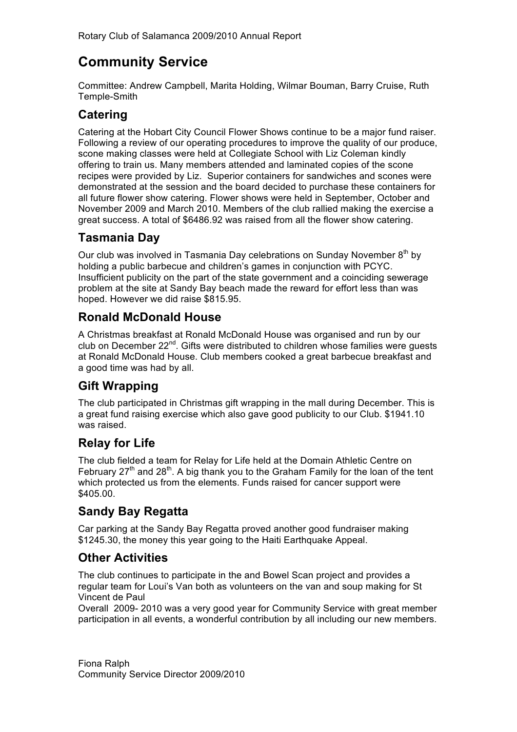# Community Service

Committee: Andrew Campbell, Marita Holding, Wilmar Bouman, Barry Cruise, Ruth Temple-Smith

## Catering

Catering at the Hobart City Council Flower Shows continue to be a major fund raiser. Following a review of our operating procedures to improve the quality of our produce, scone making classes were held at Collegiate School with Liz Coleman kindly offering to train us. Many members attended and laminated copies of the scone recipes were provided by Liz. Superior containers for sandwiches and scones were demonstrated at the session and the board decided to purchase these containers for all future flower show catering. Flower shows were held in September, October and November 2009 and March 2010. Members of the club rallied making the exercise a great success. A total of $6486.92 was raised from all the flower show catering.

## Tasmania Day

Our club was involved in Tasmania Day celebrations on Sunday November 8th by holding a public barbecue and children's games in conjunction with PCYC. Insufficient publicity on the part of the state government and a coinciding sewerage problem at the site at Sandy Bay beach made the reward for effort less than was hoped. However we did raise $815.95.

## Ronald McDonald House

A Christmas breakfast at Ronald McDonald House was organised and run by our club on December 22nd. Gifts were distributed to children whose families were guests at Ronald McDonald House. Club members cooked a great barbecue breakfast and a good time was had by all.

## Gift Wrapping

The club participated in Christmas gift wrapping in the mall during December. This is a great fund raising exercise which also gave good publicity to our Club. $1941.10 was raised.

## Relay for Life

The club fielded a team for Relay for Life held at the Domain Athletic Centre on February 27th and 28th. A big thank you to the Graham Family for the loan of the tent which protected us from the elements. Funds raised for cancer support were $405.00.

## Sandy Bay Regatta

Car parking at the Sandy Bay Regatta proved another good fundraiser making $1245.30, the money this year going to the Haiti Earthquake Appeal.

## Other Activities

The club continues to participate in the and Bowel Scan project and provides a regular team for Loui's Van both as volunteers on the van and soup making for St Vincent de Paul

Overall 2009- 2010 was a very good year for Community Service with great member participation in all events, a wonderful contribution by all including our new members.

Fiona Ralph
Community Service Director 2009/2010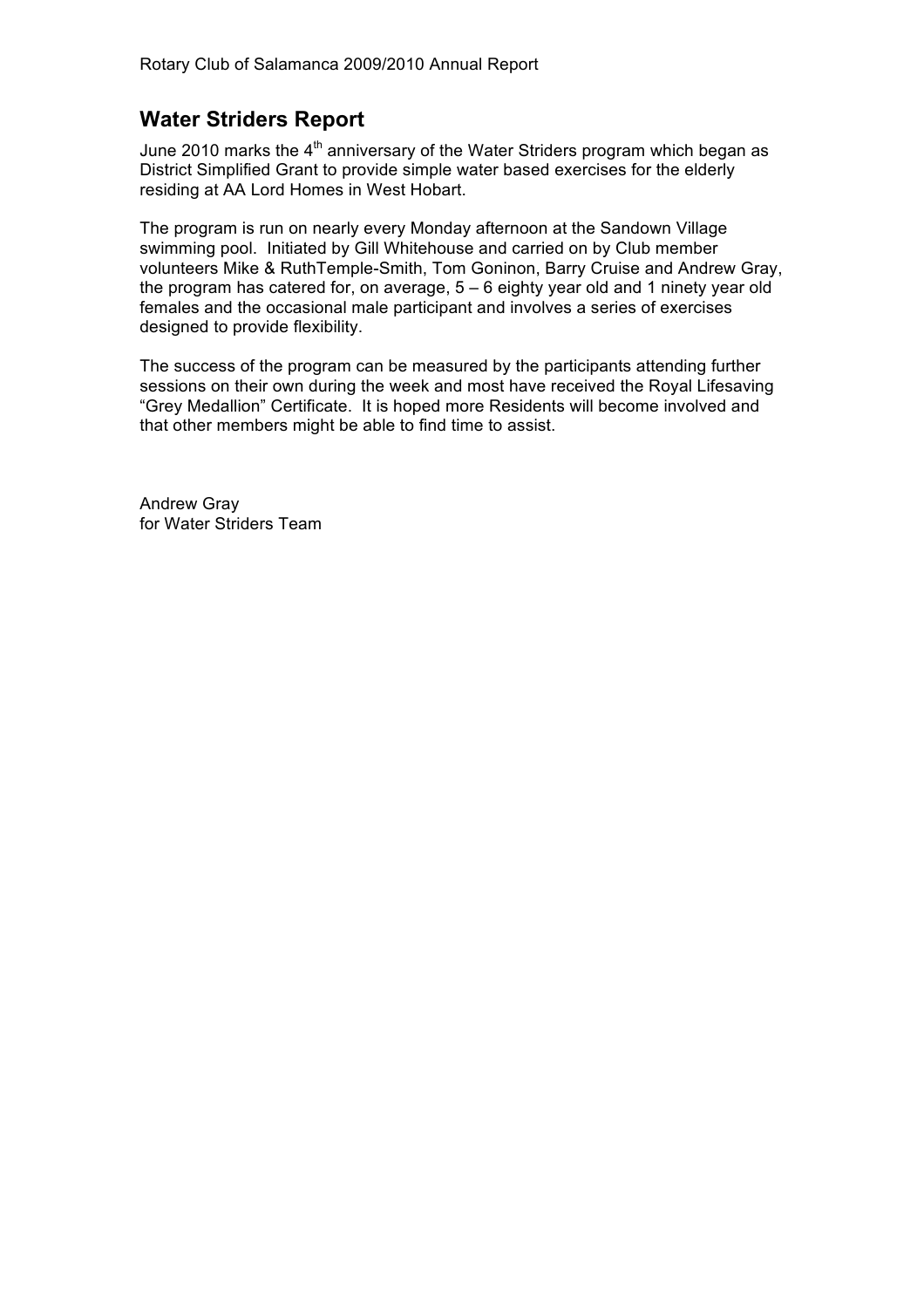## Water Striders Report

June 2010 marks the 4th anniversary of the Water Striders program which began as District Simplified Grant to provide simple water based exercises for the elderly residing at AA Lord Homes in West Hobart.

The program is run on nearly every Monday afternoon at the Sandown Village swimming pool. Initiated by Gill Whitehouse and carried on by Club member volunteers Mike & RuthTemple-Smith, Tom Goninon, Barry Cruise and Andrew Gray, the program has catered for, on average, 5 – 6 eighty year old and 1 ninety year old females and the occasional male participant and involves a series of exercises designed to provide flexibility.

The success of the program can be measured by the participants attending further sessions on their own during the week and most have received the Royal Lifesaving "Grey Medallion" Certificate. It is hoped more Residents will become involved and that other members might be able to find time to assist.

Andrew Gray
for Water Striders Team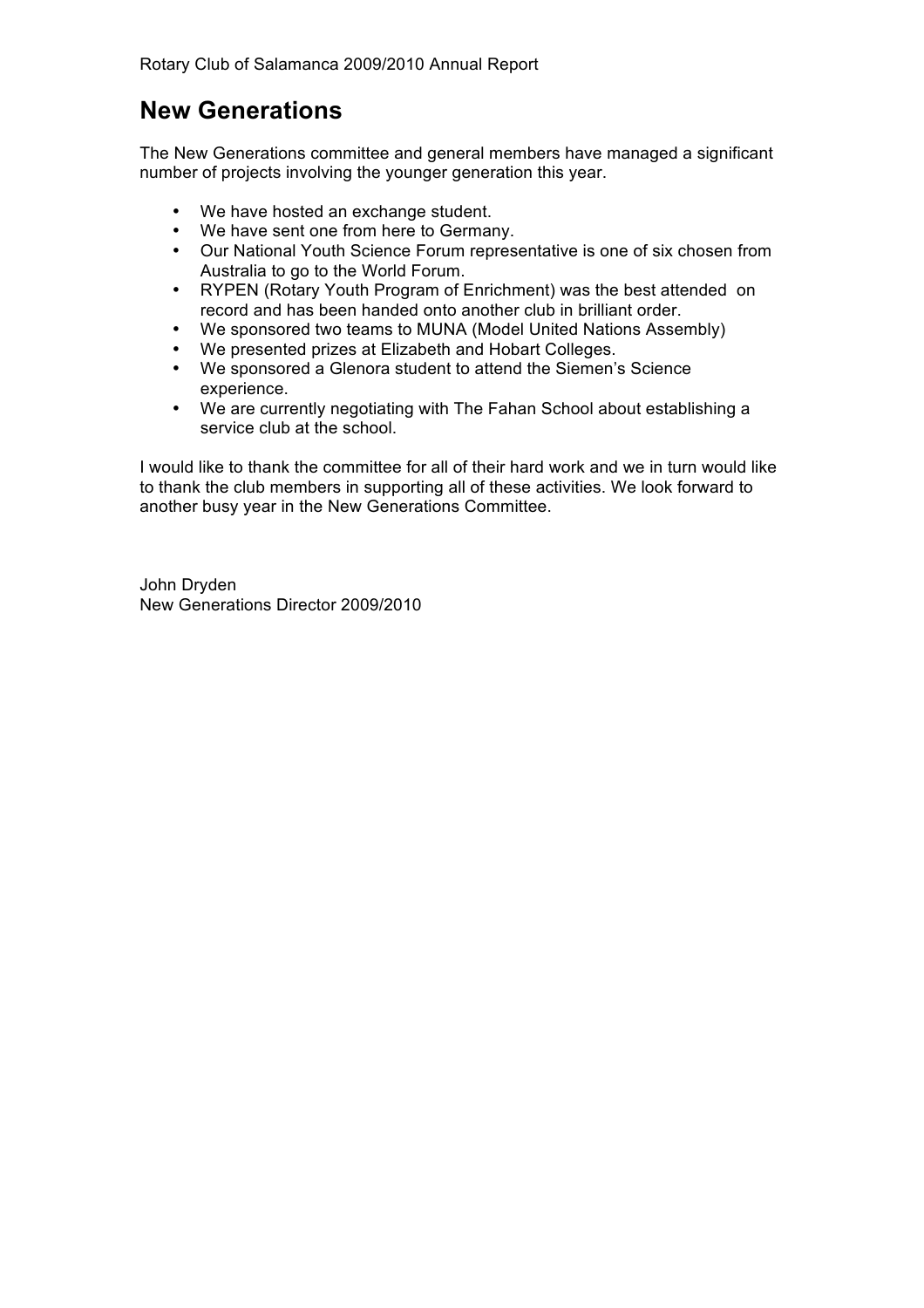## New Generations

The New Generations committee and general members have managed a significant number of projects involving the younger generation this year.

- We have hosted an exchange student.
- We have sent one from here to Germany.
- Our National Youth Science Forum representative is one of six chosen from Australia to go to the World Forum.
- RYPEN (Rotary Youth Program of Enrichment) was the best attended on record and has been handed onto another club in brilliant order.
- We sponsored two teams to MUNA (Model United Nations Assembly)
- We presented prizes at Elizabeth and Hobart Colleges.
- We sponsored a Glenora student to attend the Siemen's Science experience.
- We are currently negotiating with The Fahan School about establishing a service club at the school.

I would like to thank the committee for all of their hard work and we in turn would like to thank the club members in supporting all of these activities. We look forward to another busy year in the New Generations Committee.

John Dryden
New Generations Director 2009/2010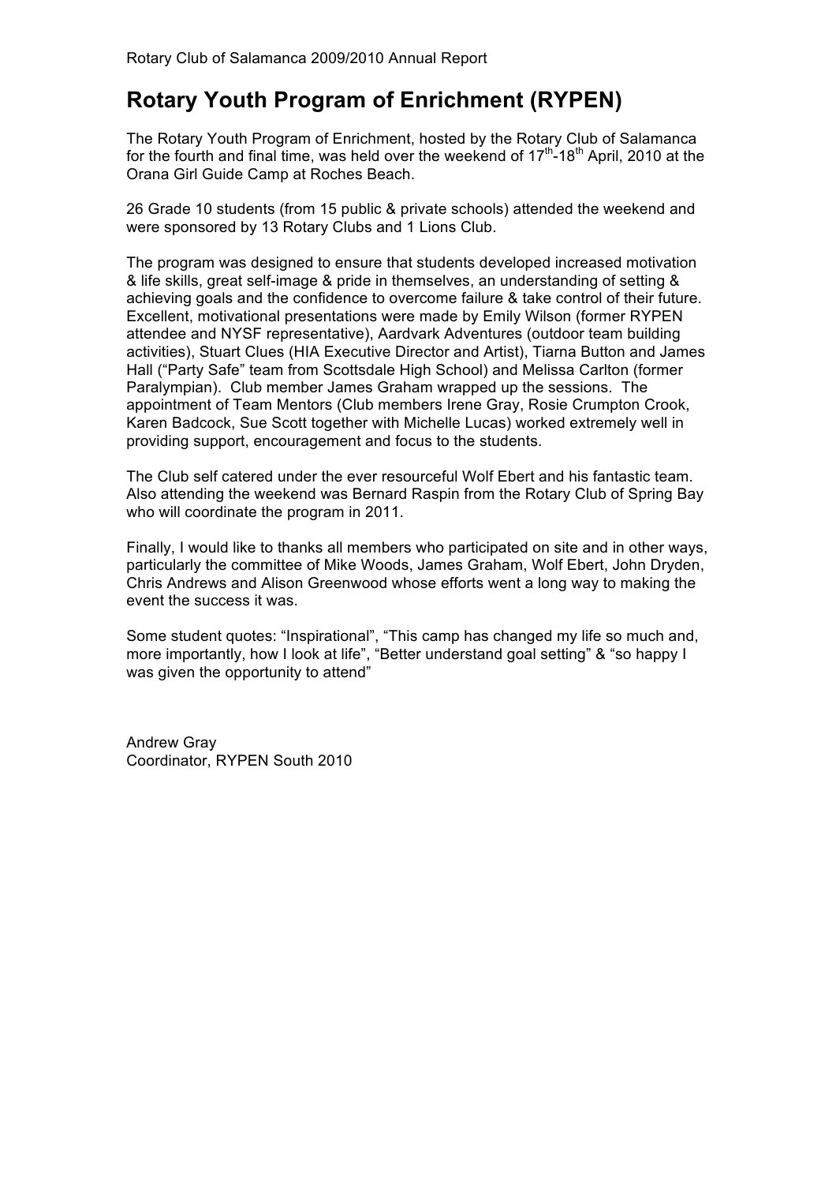# Rotary Youth Program of Enrichment (RYPEN)

The Rotary Youth Program of Enrichment, hosted by the Rotary Club of Salamanca for the fourth and final time, was held over the weekend of 17th-18th April, 2010 at the Orana Girl Guide Camp at Roches Beach.

26 Grade 10 students (from 15 public & private schools) attended the weekend and were sponsored by 13 Rotary Clubs and 1 Lions Club.

The program was designed to ensure that students developed increased motivation & life skills, great self-image & pride in themselves, an understanding of setting & achieving goals and the confidence to overcome failure & take control of their future. Excellent, motivational presentations were made by Emily Wilson (former RYPEN attendee and NYSF representative), Aardvark Adventures (outdoor team building activities), Stuart Clues (HIA Executive Director and Artist), Tiarna Button and James Hall ("Party Safe" team from Scottsdale High School) and Melissa Carlton (former Paralympian). Club member James Graham wrapped up the sessions. The appointment of Team Mentors (Club members Irene Gray, Rosie Crumpton Crook, Karen Badcock, Sue Scott together with Michelle Lucas) worked extremely well in providing support, encouragement and focus to the students.

The Club self catered under the ever resourceful Wolf Ebert and his fantastic team. Also attending the weekend was Bernard Raspin from the Rotary Club of Spring Bay who will coordinate the program in 2011.

Finally, I would like to thanks all members who participated on site and in other ways, particularly the committee of Mike Woods, James Graham, Wolf Ebert, John Dryden, Chris Andrews and Alison Greenwood whose efforts went a long way to making the event the success it was.

Some student quotes: "Inspirational", "This camp has changed my life so much and, more importantly, how I look at life", "Better understand goal setting" & "so happy I was given the opportunity to attend"

Andrew Gray
Coordinator, RYPEN South 2010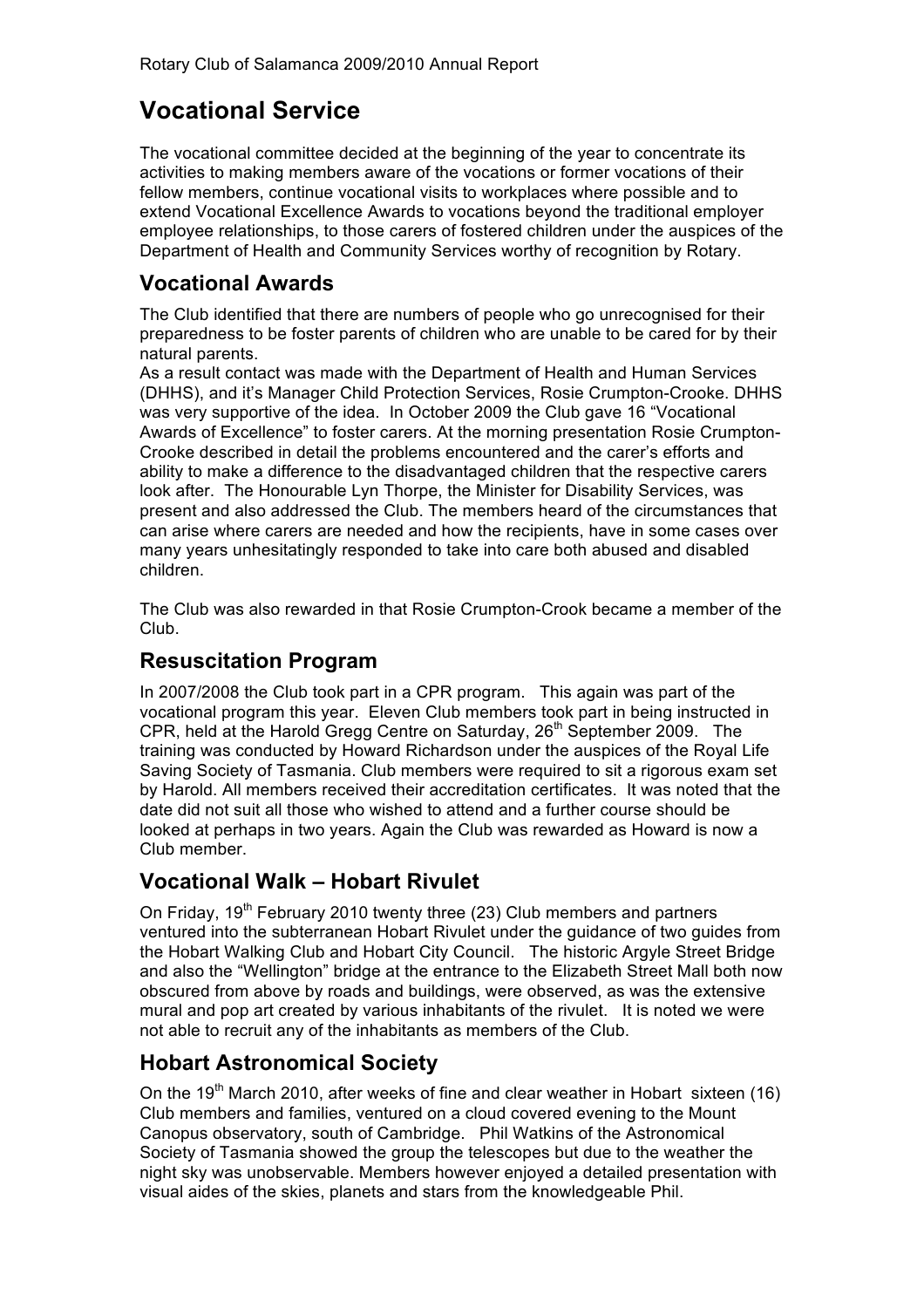# Vocational Service

The vocational committee decided at the beginning of the year to concentrate its activities to making members aware of the vocations or former vocations of their fellow members, continue vocational visits to workplaces where possible and to extend Vocational Excellence Awards to vocations beyond the traditional employer employee relationships, to those carers of fostered children under the auspices of the Department of Health and Community Services worthy of recognition by Rotary.

## Vocational Awards

The Club identified that there are numbers of people who go unrecognised for their preparedness to be foster parents of children who are unable to be cared for by their natural parents.

As a result contact was made with the Department of Health and Human Services (DHHS), and it's Manager Child Protection Services, Rosie Crumpton-Crooke. DHHS was very supportive of the idea. In October 2009 the Club gave 16 "Vocational Awards of Excellence" to foster carers. At the morning presentation Rosie Crumpton-Crooke described in detail the problems encountered and the carer's efforts and ability to make a difference to the disadvantaged children that the respective carers look after. The Honourable Lyn Thorpe, the Minister for Disability Services, was present and also addressed the Club. The members heard of the circumstances that can arise where carers are needed and how the recipients, have in some cases over many years unhesitatingly responded to take into care both abused and disabled children.

The Club was also rewarded in that Rosie Crumpton-Crook became a member of the Club.

## Resuscitation Program

In 2007/2008 the Club took part in a CPR program. This again was part of the vocational program this year. Eleven Club members took part in being instructed in CPR, held at the Harold Gregg Centre on Saturday, 26th September 2009. The training was conducted by Howard Richardson under the auspices of the Royal Life Saving Society of Tasmania. Club members were required to sit a rigorous exam set by Harold. All members received their accreditation certificates. It was noted that the date did not suit all those who wished to attend and a further course should be looked at perhaps in two years. Again the Club was rewarded as Howard is now a Club member.

## Vocational Walk – Hobart Rivulet

On Friday, 19th February 2010 twenty three (23) Club members and partners ventured into the subterranean Hobart Rivulet under the guidance of two guides from the Hobart Walking Club and Hobart City Council. The historic Argyle Street Bridge and also the "Wellington" bridge at the entrance to the Elizabeth Street Mall both now obscured from above by roads and buildings, were observed, as was the extensive mural and pop art created by various inhabitants of the rivulet. It is noted we were not able to recruit any of the inhabitants as members of the Club.

## Hobart Astronomical Society

On the 19th March 2010, after weeks of fine and clear weather in Hobart sixteen (16) Club members and families, ventured on a cloud covered evening to the Mount Canopus observatory, south of Cambridge. Phil Watkins of the Astronomical Society of Tasmania showed the group the telescopes but due to the weather the night sky was unobservable. Members however enjoyed a detailed presentation with visual aides of the skies, planets and stars from the knowledgeable Phil.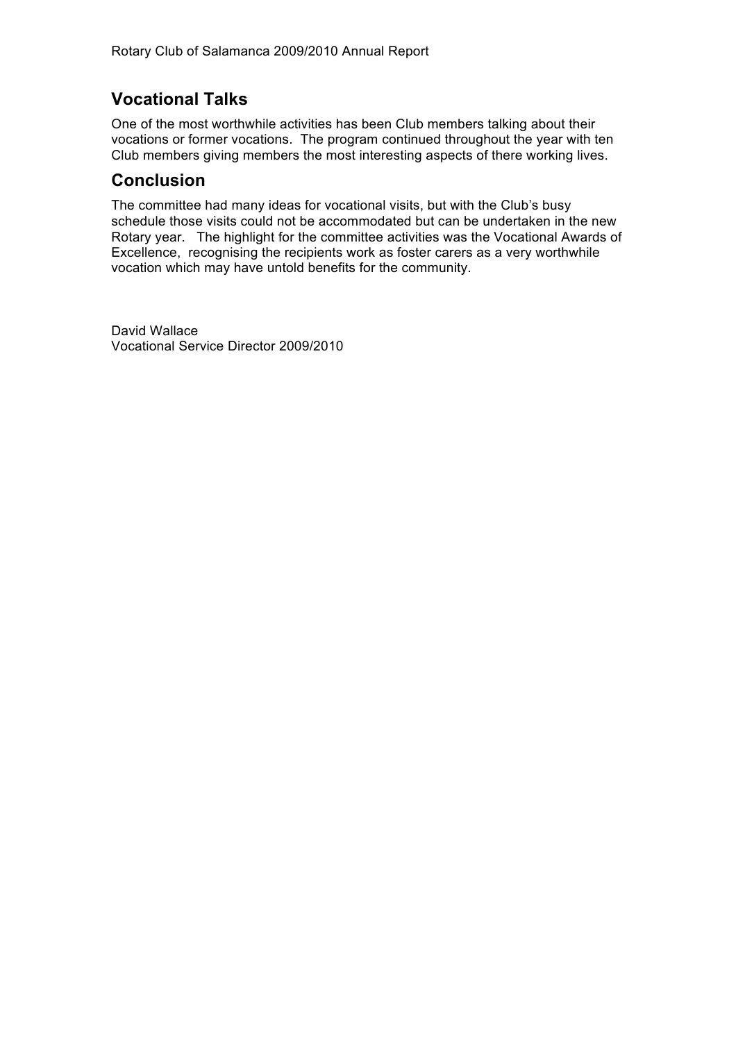## Vocational Talks

One of the most worthwhile activities has been Club members talking about their vocations or former vocations. The program continued throughout the year with ten Club members giving members the most interesting aspects of there working lives.

## Conclusion

The committee had many ideas for vocational visits, but with the Club's busy schedule those visits could not be accommodated but can be undertaken in the new Rotary year. The highlight for the committee activities was the Vocational Awards of Excellence, recognising the recipients work as foster carers as a very worthwhile vocation which may have untold benefits for the community.

David Wallace
Vocational Service Director 2009/2010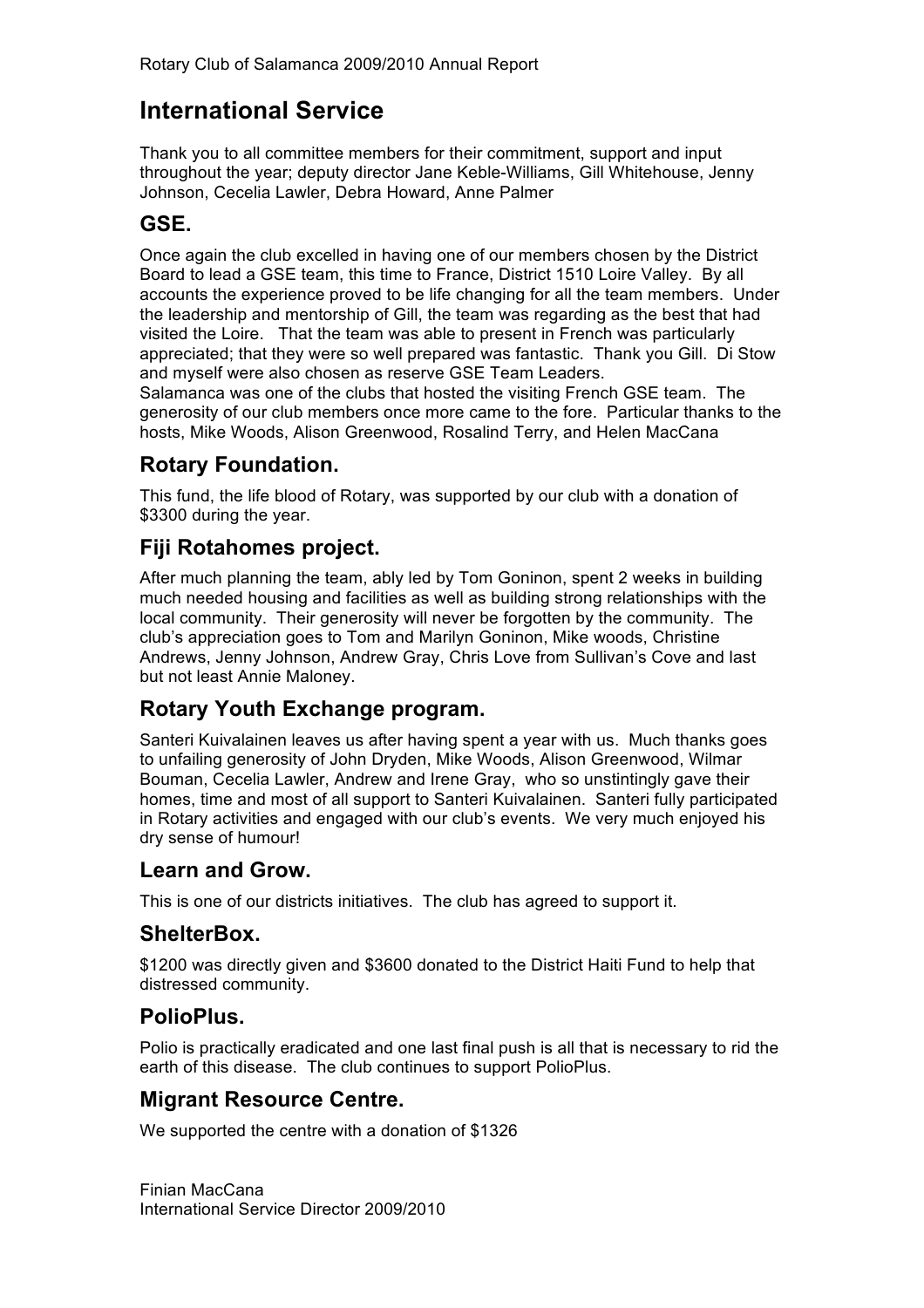# International Service

Thank you to all committee members for their commitment, support and input throughout the year; deputy director Jane Keble-Williams, Gill Whitehouse, Jenny Johnson, Cecelia Lawler, Debra Howard, Anne Palmer

## GSE.

Once again the club excelled in having one of our members chosen by the District Board to lead a GSE team, this time to France, District 1510 Loire Valley. By all accounts the experience proved to be life changing for all the team members. Under the leadership and mentorship of Gill, the team was regarding as the best that had visited the Loire. That the team was able to present in French was particularly appreciated; that they were so well prepared was fantastic. Thank you Gill. Di Stow and myself were also chosen as reserve GSE Team Leaders.
Salamanca was one of the clubs that hosted the visiting French GSE team. The generosity of our club members once more came to the fore. Particular thanks to the hosts, Mike Woods, Alison Greenwood, Rosalind Terry, and Helen MacCana

## Rotary Foundation.

This fund, the life blood of Rotary, was supported by our club with a donation of $3300 during the year.

## Fiji Rotahomes project.

After much planning the team, ably led by Tom Goninon, spent 2 weeks in building much needed housing and facilities as well as building strong relationships with the local community. Their generosity will never be forgotten by the community. The club's appreciation goes to Tom and Marilyn Goninon, Mike woods, Christine Andrews, Jenny Johnson, Andrew Gray, Chris Love from Sullivan's Cove and last but not least Annie Maloney.

## Rotary Youth Exchange program.

Santeri Kuivalainen leaves us after having spent a year with us. Much thanks goes to unfailing generosity of John Dryden, Mike Woods, Alison Greenwood, Wilmar Bouman, Cecelia Lawler, Andrew and Irene Gray, who so unstintingly gave their homes, time and most of all support to Santeri Kuivalainen. Santeri fully participated in Rotary activities and engaged with our club's events. We very much enjoyed his dry sense of humour!

## Learn and Grow.

This is one of our districts initiatives. The club has agreed to support it.

## ShelterBox.

$1200 was directly given and $3600 donated to the District Haiti Fund to help that distressed community.

## PolioPlus.

Polio is practically eradicated and one last final push is all that is necessary to rid the earth of this disease. The club continues to support PolioPlus.

## Migrant Resource Centre.

We supported the centre with a donation of $1326

Finian MacCana
International Service Director 2009/2010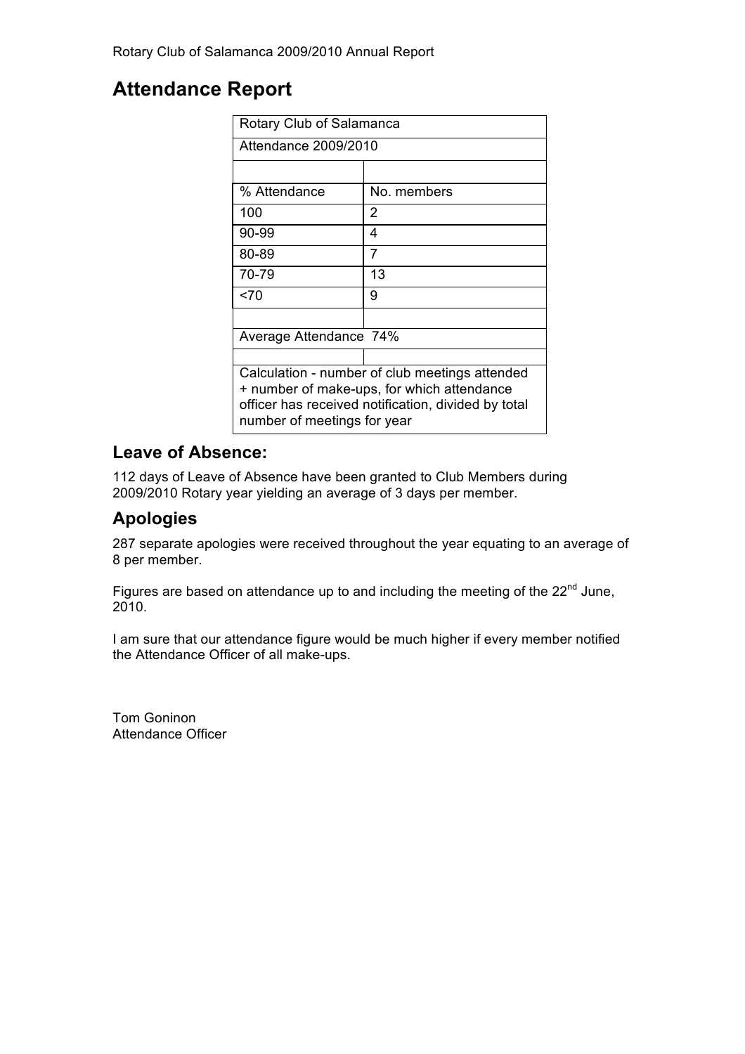# Attendance Report

| Rotary Club of Salamanca | |
|---|---|
| Attendance 2009/2010 | |
| | |
| % Attendance | No. members |
| 100 | 2 |
| 90-99 | 4 |
| 80-89 | 7 |
| 70-79 | 13 |
| <70 | 9 |
| | |
| Average Attendance 74% | |
| | |
| Calculation - number of club meetings attended + number of make-ups, for which attendance officer has received notification, divided by total number of meetings for year | |

## Leave of Absence:

112 days of Leave of Absence have been granted to Club Members during 2009/2010 Rotary year yielding an average of 3 days per member.

## Apologies

287 separate apologies were received throughout the year equating to an average of 8 per member.

Figures are based on attendance up to and including the meeting of the 22nd June, 2010.

I am sure that our attendance figure would be much higher if every member notified the Attendance Officer of all make-ups.

Tom Goninon
Attendance Officer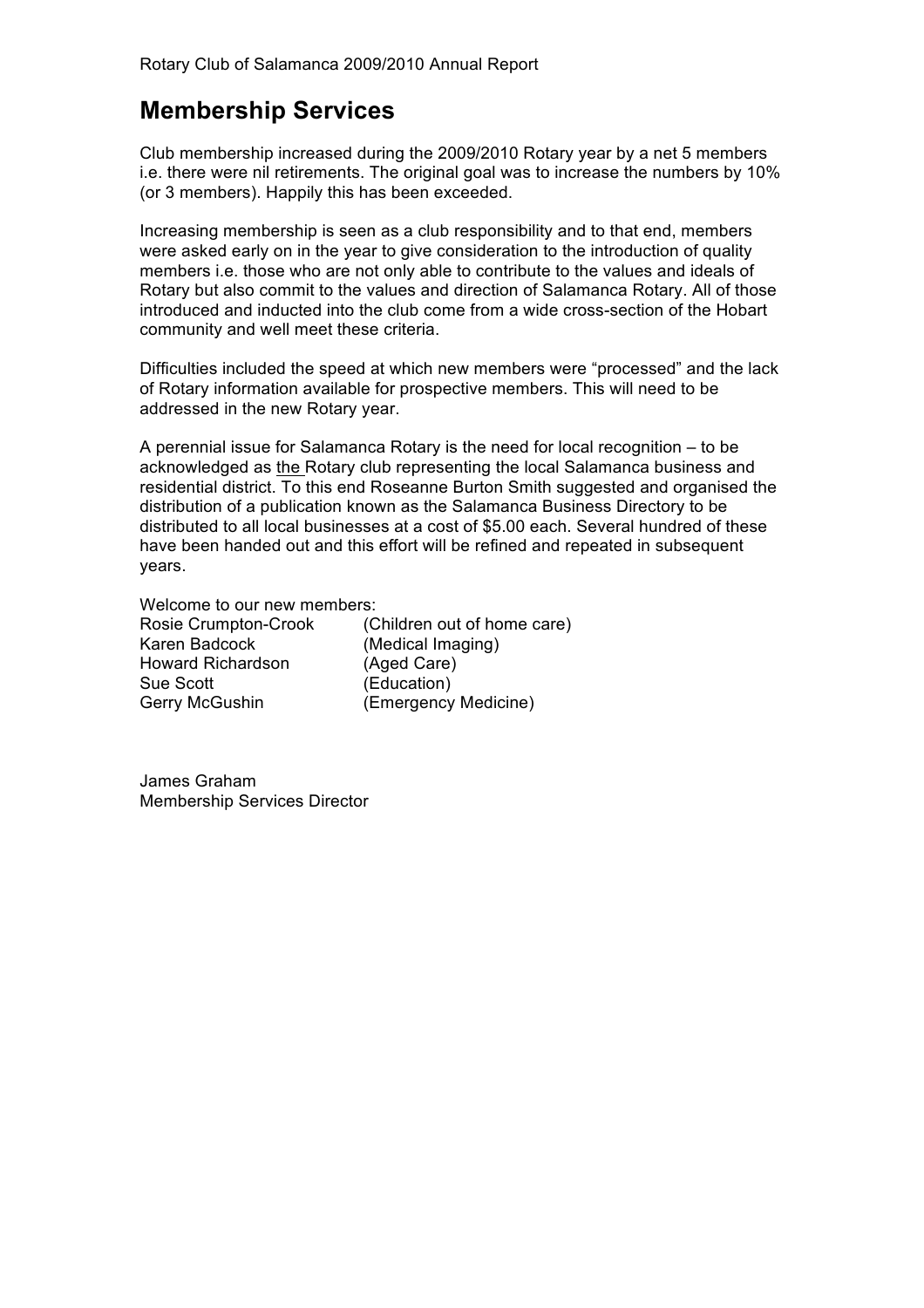## Membership Services

Club membership increased during the 2009/2010 Rotary year by a net 5 members i.e. there were nil retirements. The original goal was to increase the numbers by 10% (or 3 members). Happily this has been exceeded.

Increasing membership is seen as a club responsibility and to that end, members were asked early on in the year to give consideration to the introduction of quality members i.e. those who are not only able to contribute to the values and ideals of Rotary but also commit to the values and direction of Salamanca Rotary. All of those introduced and inducted into the club come from a wide cross-section of the Hobart community and well meet these criteria.

Difficulties included the speed at which new members were "processed" and the lack of Rotary information available for prospective members. This will need to be addressed in the new Rotary year.

A perennial issue for Salamanca Rotary is the need for local recognition – to be acknowledged as the Rotary club representing the local Salamanca business and residential district. To this end Roseanne Burton Smith suggested and organised the distribution of a publication known as the Salamanca Business Directory to be distributed to all local businesses at a cost of $5.00 each. Several hundred of these have been handed out and this effort will be refined and repeated in subsequent years.

Welcome to our new members:

| | |
|---|---|
| Rosie Crumpton-Crook | (Children out of home care) |
| Karen Badcock | (Medical Imaging) |
| Howard Richardson | (Aged Care) |
| Sue Scott | (Education) |
| Gerry McGushin | (Emergency Medicine) |

James Graham
Membership Services Director